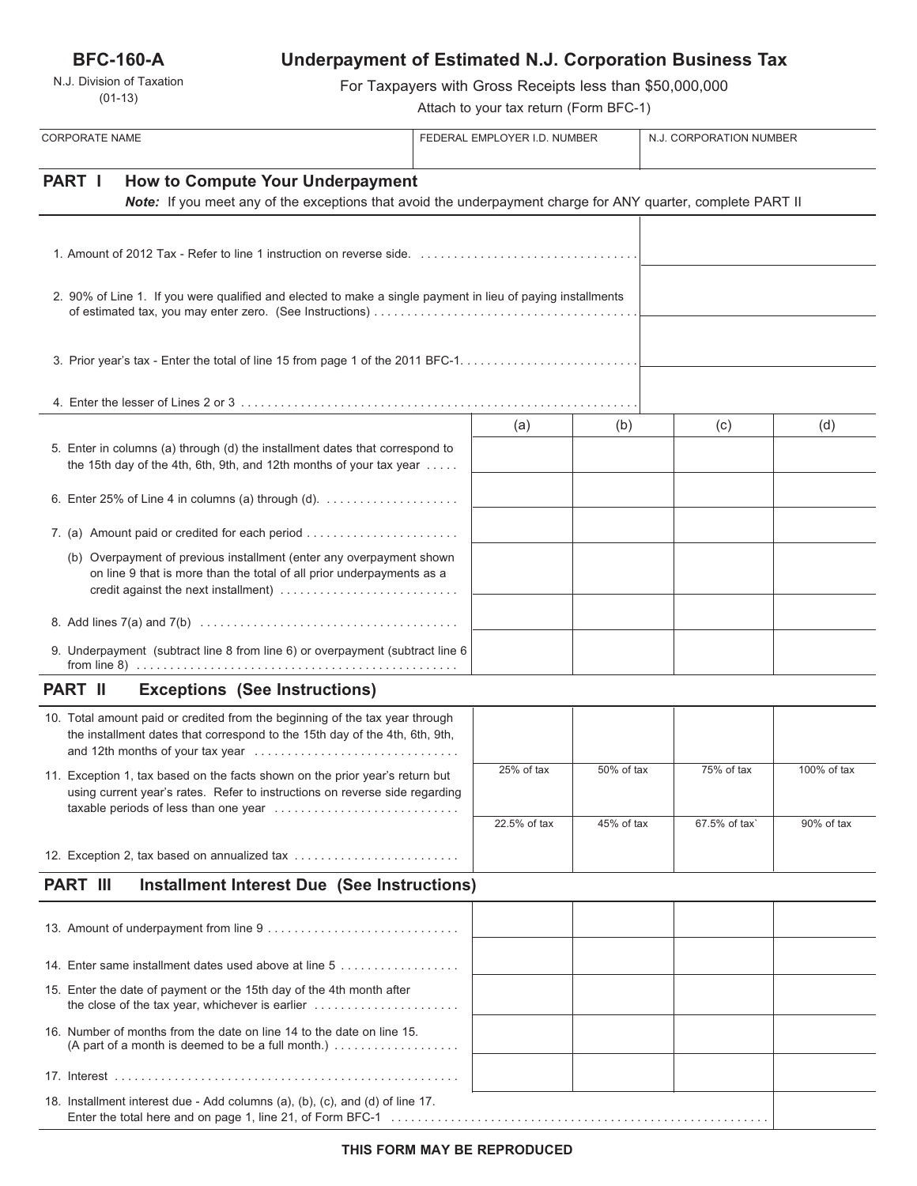**BFC-160-A**

N.J. Division of Taxation
(01-13)

# Underpayment of Estimated N.J. Corporation Business Tax

For Taxpayers with Gross Receipts less than $50,000,000

Attach to your tax return (Form BFC-1)

| CORPORATE NAME | FEDERAL EMPLOYER I.D. NUMBER | N.J. CORPORATION NUMBER |
|---|---|---|
| | | |

## PART I How to Compute Your Underpayment

***Note:*** *If you meet any of the exceptions that avoid the underpayment charge for ANY quarter, complete PART II*

| | |
|---|---|
| 1. Amount of 2012 Tax - Refer to line 1 instruction on reverse side. | |
| 2. 90% of Line 1. If you were qualified and elected to make a single payment in lieu of paying installments of estimated tax, you may enter zero. (See Instructions) | |
| 3. Prior year's tax - Enter the total of line 15 from page 1 of the 2011 BFC-1. | |
| 4. Enter the lesser of Lines 2 or 3 | |

| | (a) | (b) | (c) | (d) |
|---|---|---|---|---|
| 5. Enter in columns (a) through (d) the installment dates that correspond to the 15th day of the 4th, 6th, 9th, and 12th months of your tax year | | | | |
| 6. Enter 25% of Line 4 in columns (a) through (d). | | | | |
| 7. (a) Amount paid or credited for each period | | | | |
| (b) Overpayment of previous installment (enter any overpayment shown on line 9 that is more than the total of all prior underpayments as a credit against the next installment) | | | | |
| 8. Add lines 7(a) and 7(b) | | | | |
| 9. Underpayment (subtract line 8 from line 6) or overpayment (subtract line 6 from line 8) | | | | |

## PART II Exceptions (See Instructions)

| | | | | |
|---|---|---|---|---|
| 10. Total amount paid or credited from the beginning of the tax year through the installment dates that correspond to the 15th day of the 4th, 6th, 9th, and 12th months of your tax year | | | | |
| 11. Exception 1, tax based on the facts shown on the prior year's return but using current year's rates. Refer to instructions on reverse side regarding taxable periods of less than one year | 25% of tax | 50% of tax | 75% of tax | 100% of tax |
| 12. Exception 2, tax based on annualized tax | 22.5% of tax | 45% of tax | 67.5% of tax` | 90% of tax |

## PART III Installment Interest Due (See Instructions)

| | | | | |
|---|---|---|---|---|
| 13. Amount of underpayment from line 9 | | | | |
| 14. Enter same installment dates used above at line 5 | | | | |
| 15. Enter the date of payment or the 15th day of the 4th month after the close of the tax year, whichever is earlier | | | | |
| 16. Number of months from the date on line 14 to the date on line 15. (A part of a month is deemed to be a full month.) | | | | |
| 17. Interest | | | | |

| | |
|---|---|
| 18. Installment interest due - Add columns (a), (b), (c), and (d) of line 17. Enter the total here and on page 1, line 21, of Form BFC-1 | |

**THIS FORM MAY BE REPRODUCED**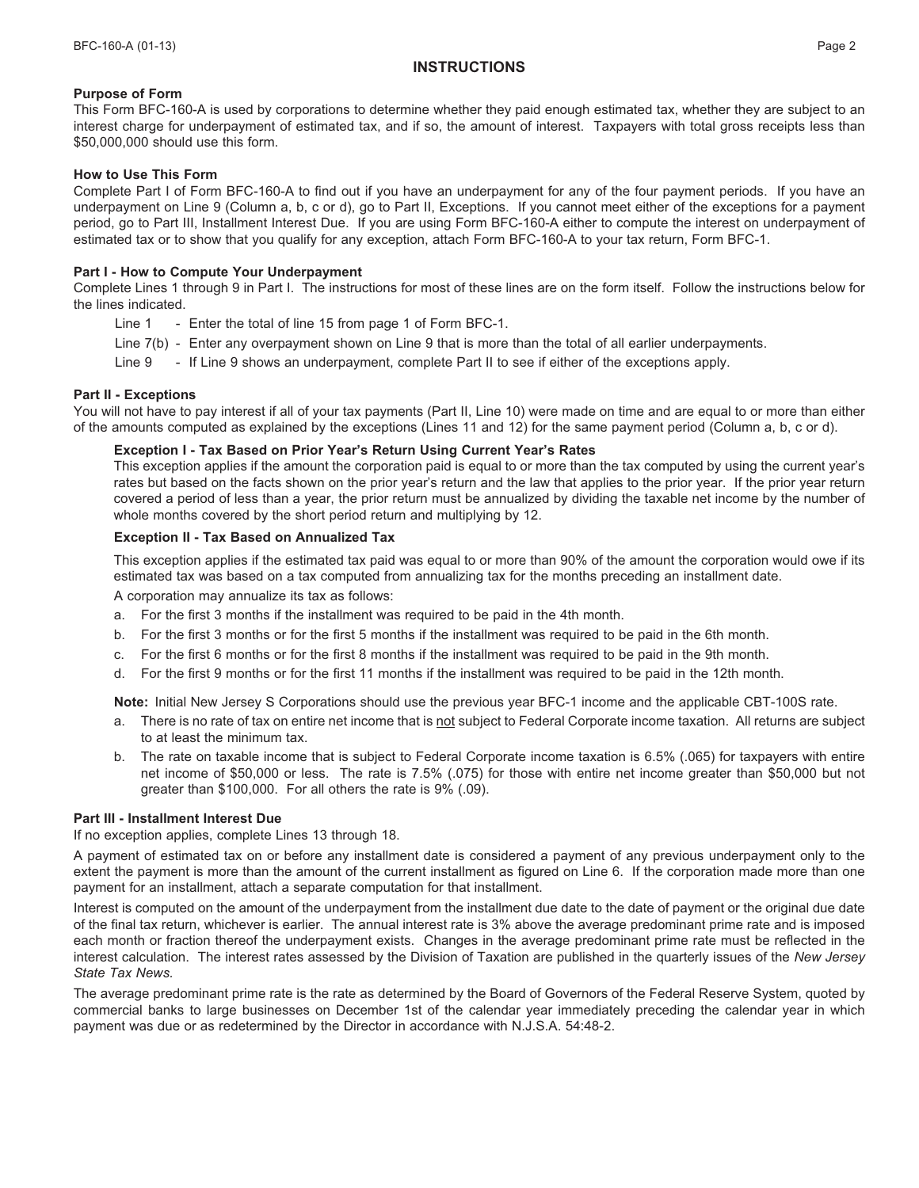# INSTRUCTIONS

**Purpose of Form**

This Form BFC-160-A is used by corporations to determine whether they paid enough estimated tax, whether they are subject to an interest charge for underpayment of estimated tax, and if so, the amount of interest. Taxpayers with total gross receipts less than $50,000,000 should use this form.

**How to Use This Form**

Complete Part I of Form BFC-160-A to find out if you have an underpayment for any of the four payment periods. If you have an underpayment on Line 9 (Column a, b, c or d), go to Part II, Exceptions. If you cannot meet either of the exceptions for a payment period, go to Part III, Installment Interest Due. If you are using Form BFC-160-A either to compute the interest on underpayment of estimated tax or to show that you qualify for any exception, attach Form BFC-160-A to your tax return, Form BFC-1.

**Part I - How to Compute Your Underpayment**

Complete Lines 1 through 9 in Part I. The instructions for most of these lines are on the form itself. Follow the instructions below for the lines indicated.

- Line 1 - Enter the total of line 15 from page 1 of Form BFC-1.
- Line 7(b) - Enter any overpayment shown on Line 9 that is more than the total of all earlier underpayments.
- Line 9 - If Line 9 shows an underpayment, complete Part II to see if either of the exceptions apply.

**Part II - Exceptions**

You will not have to pay interest if all of your tax payments (Part II, Line 10) were made on time and are equal to or more than either of the amounts computed as explained by the exceptions (Lines 11 and 12) for the same payment period (Column a, b, c or d).

**Exception I - Tax Based on Prior Year's Return Using Current Year's Rates**

This exception applies if the amount the corporation paid is equal to or more than the tax computed by using the current year's rates but based on the facts shown on the prior year's return and the law that applies to the prior year. If the prior year return covered a period of less than a year, the prior return must be annualized by dividing the taxable net income by the number of whole months covered by the short period return and multiplying by 12.

**Exception II - Tax Based on Annualized Tax**

This exception applies if the estimated tax paid was equal to or more than 90% of the amount the corporation would owe if its estimated tax was based on a tax computed from annualizing tax for the months preceding an installment date.

A corporation may annualize its tax as follows:

a. For the first 3 months if the installment was required to be paid in the 4th month.
b. For the first 3 months or for the first 5 months if the installment was required to be paid in the 6th month.
c. For the first 6 months or for the first 8 months if the installment was required to be paid in the 9th month.
d. For the first 9 months or for the first 11 months if the installment was required to be paid in the 12th month.

**Note:** Initial New Jersey S Corporations should use the previous year BFC-1 income and the applicable CBT-100S rate.

a. There is no rate of tax on entire net income that is not subject to Federal Corporate income taxation. All returns are subject to at least the minimum tax.
b. The rate on taxable income that is subject to Federal Corporate income taxation is 6.5% (.065) for taxpayers with entire net income of $50,000 or less. The rate is 7.5% (.075) for those with entire net income greater than $50,000 but not greater than $100,000. For all others the rate is 9% (.09).

**Part III - Installment Interest Due**

If no exception applies, complete Lines 13 through 18.

A payment of estimated tax on or before any installment date is considered a payment of any previous underpayment only to the extent the payment is more than the amount of the current installment as figured on Line 6. If the corporation made more than one payment for an installment, attach a separate computation for that installment.

Interest is computed on the amount of the underpayment from the installment due date to the date of payment or the original due date of the final tax return, whichever is earlier. The annual interest rate is 3% above the average predominant prime rate and is imposed each month or fraction thereof the underpayment exists. Changes in the average predominant prime rate must be reflected in the interest calculation. The interest rates assessed by the Division of Taxation are published in the quarterly issues of the *New Jersey State Tax News.*

The average predominant prime rate is the rate as determined by the Board of Governors of the Federal Reserve System, quoted by commercial banks to large businesses on December 1st of the calendar year immediately preceding the calendar year in which payment was due or as redetermined by the Director in accordance with N.J.S.A. 54:48-2.